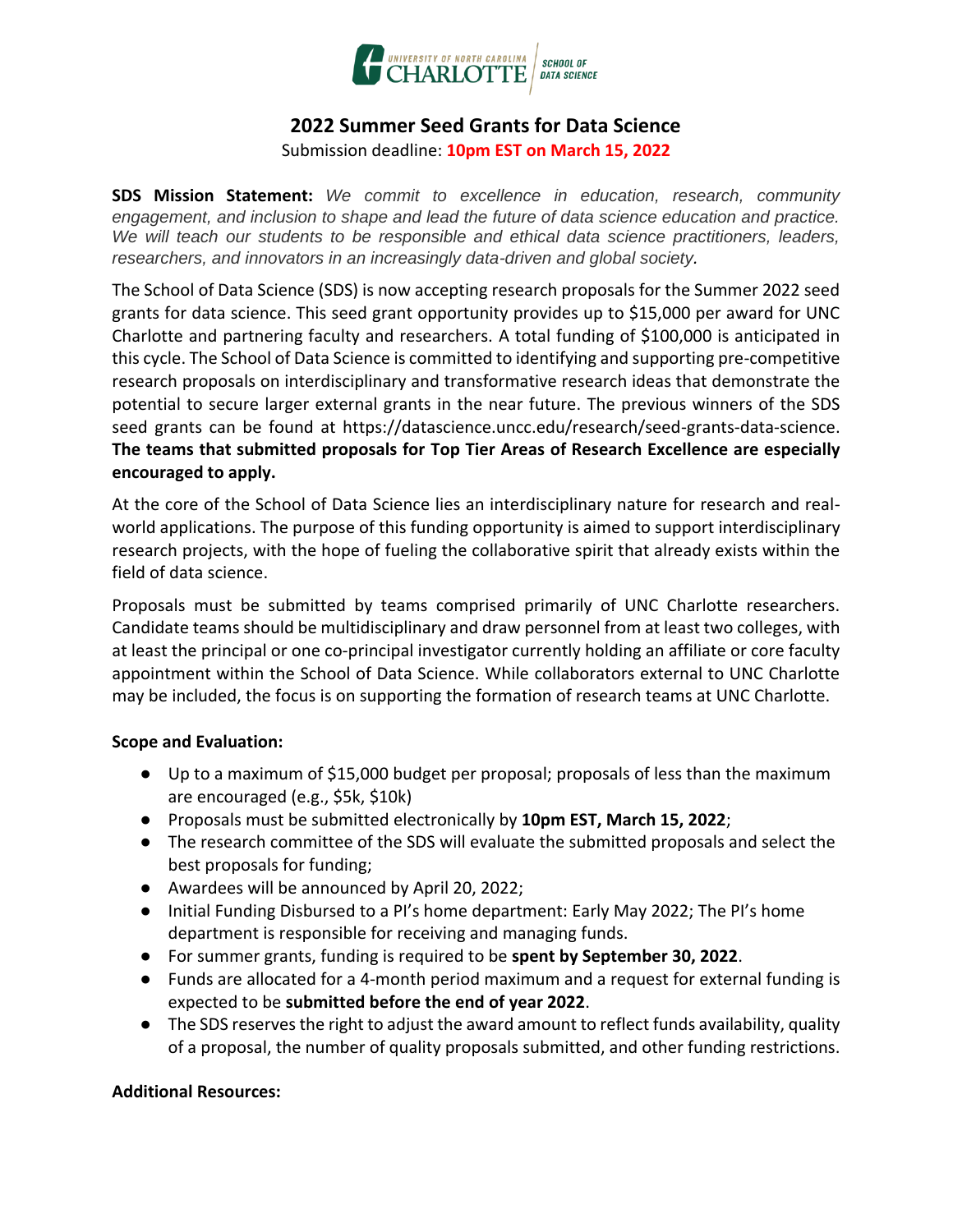# 2022 Summer Seed Grants for Data Science

Submission deadline: **10pm EST on March 15, 2022**

**SDS Mission Statement:** *We commit to excellence in education, research, community engagement, and inclusion to shape and lead the future of data science education and practice. We will teach our students to be responsible and ethical data science practitioners, leaders, researchers, and innovators in an increasingly data-driven and global society.*

The School of Data Science (SDS) is now accepting research proposals for the Summer 2022 seed grants for data science. This seed grant opportunity provides up to $15,000 per award for UNC Charlotte and partnering faculty and researchers. A total funding of $100,000 is anticipated in this cycle. The School of Data Science is committed to identifying and supporting pre-competitive research proposals on interdisciplinary and transformative research ideas that demonstrate the potential to secure larger external grants in the near future. The previous winners of the SDS seed grants can be found at https://datascience.uncc.edu/research/seed-grants-data-science. **The teams that submitted proposals for Top Tier Areas of Research Excellence are especially encouraged to apply.**

At the core of the School of Data Science lies an interdisciplinary nature for research and real-world applications. The purpose of this funding opportunity is aimed to support interdisciplinary research projects, with the hope of fueling the collaborative spirit that already exists within the field of data science.

Proposals must be submitted by teams comprised primarily of UNC Charlotte researchers. Candidate teams should be multidisciplinary and draw personnel from at least two colleges, with at least the principal or one co-principal investigator currently holding an affiliate or core faculty appointment within the School of Data Science. While collaborators external to UNC Charlotte may be included, the focus is on supporting the formation of research teams at UNC Charlotte.

**Scope and Evaluation:**

- Up to a maximum of $15,000 budget per proposal; proposals of less than the maximum are encouraged (e.g., $5k, $10k)
- Proposals must be submitted electronically by **10pm EST, March 15, 2022**;
- The research committee of the SDS will evaluate the submitted proposals and select the best proposals for funding;
- Awardees will be announced by April 20, 2022;
- Initial Funding Disbursed to a PI's home department: Early May 2022; The PI's home department is responsible for receiving and managing funds.
- For summer grants, funding is required to be **spent by September 30, 2022**.
- Funds are allocated for a 4-month period maximum and a request for external funding is expected to be **submitted before the end of year 2022**.
- The SDS reserves the right to adjust the award amount to reflect funds availability, quality of a proposal, the number of quality proposals submitted, and other funding restrictions.

**Additional Resources:**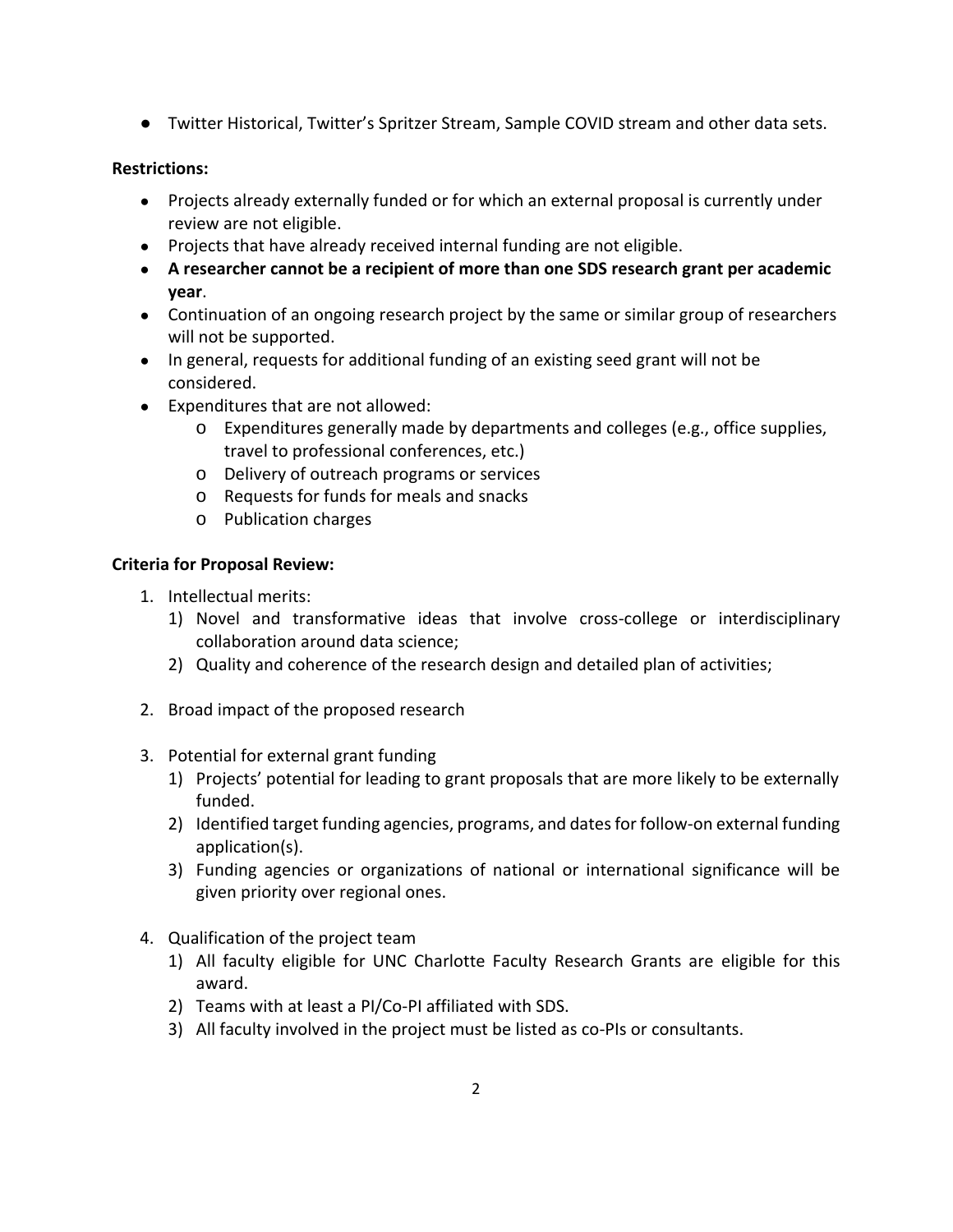- Twitter Historical, Twitter's Spritzer Stream, Sample COVID stream and other data sets.

**Restrictions:**

- Projects already externally funded or for which an external proposal is currently under review are not eligible.
- Projects that have already received internal funding are not eligible.
- **A researcher cannot be a recipient of more than one SDS research grant per academic year**.
- Continuation of an ongoing research project by the same or similar group of researchers will not be supported.
- In general, requests for additional funding of an existing seed grant will not be considered.
- Expenditures that are not allowed:
    - Expenditures generally made by departments and colleges (e.g., office supplies, travel to professional conferences, etc.)
    - Delivery of outreach programs or services
    - Requests for funds for meals and snacks
    - Publication charges

**Criteria for Proposal Review:**

1. Intellectual merits:
    1) Novel and transformative ideas that involve cross-college or interdisciplinary collaboration around data science;
    2) Quality and coherence of the research design and detailed plan of activities;

2. Broad impact of the proposed research

3. Potential for external grant funding
    1) Projects' potential for leading to grant proposals that are more likely to be externally funded.
    2) Identified target funding agencies, programs, and dates for follow-on external funding application(s).
    3) Funding agencies or organizations of national or international significance will be given priority over regional ones.

4. Qualification of the project team
    1) All faculty eligible for UNC Charlotte Faculty Research Grants are eligible for this award.
    2) Teams with at least a PI/Co-PI affiliated with SDS.
    3) All faculty involved in the project must be listed as co-PIs or consultants.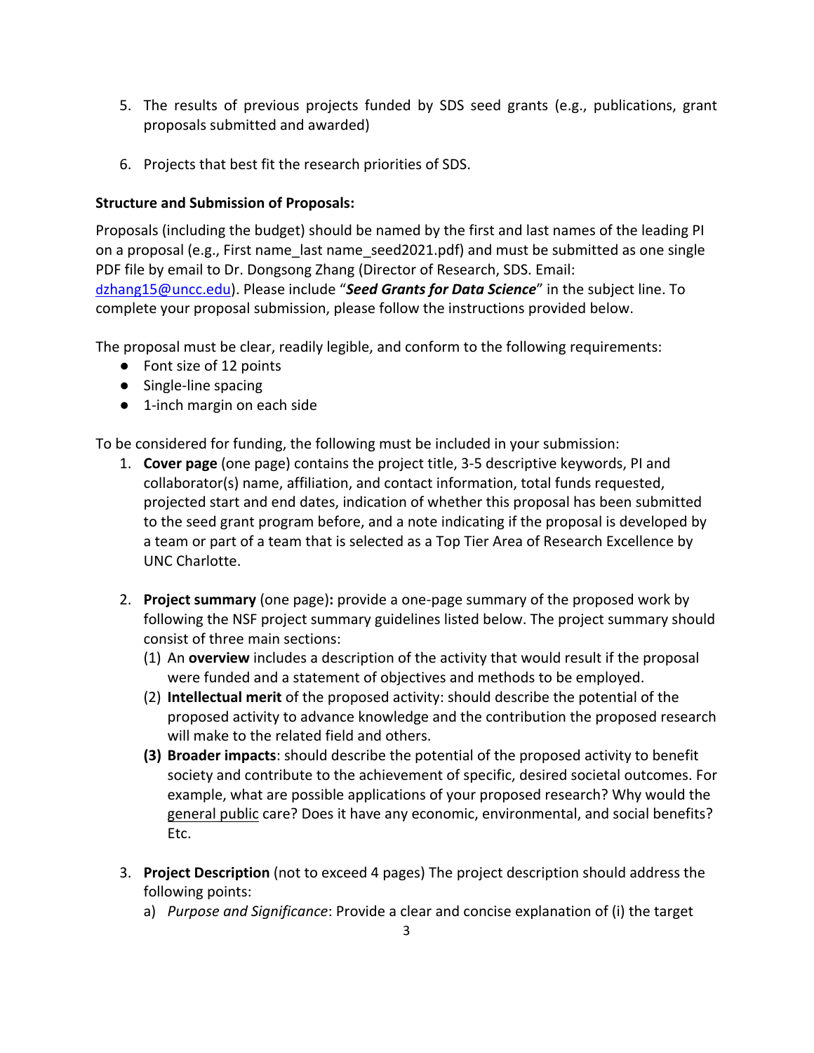5. The results of previous projects funded by SDS seed grants (e.g., publications, grant proposals submitted and awarded)

6. Projects that best fit the research priorities of SDS.

**Structure and Submission of Proposals:**

Proposals (including the budget) should be named by the first and last names of the leading PI on a proposal (e.g., First name_last name_seed2021.pdf) and must be submitted as one single PDF file by email to Dr. Dongsong Zhang (Director of Research, SDS. Email: [dzhang15@uncc.edu](mailto:dzhang15@uncc.edu)). Please include "***Seed Grants for Data Science***" in the subject line. To complete your proposal submission, please follow the instructions provided below.

The proposal must be clear, readily legible, and conform to the following requirements:

- Font size of 12 points
- Single-line spacing
- 1-inch margin on each side

To be considered for funding, the following must be included in your submission:

1. **Cover page** (one page) contains the project title, 3-5 descriptive keywords, PI and collaborator(s) name, affiliation, and contact information, total funds requested, projected start and end dates, indication of whether this proposal has been submitted to the seed grant program before, and a note indicating if the proposal is developed by a team or part of a team that is selected as a Top Tier Area of Research Excellence by UNC Charlotte.

2. **Project summary** (one page)**:** provide a one-page summary of the proposed work by following the NSF project summary guidelines listed below. The project summary should consist of three main sections:
   (1) An **overview** includes a description of the activity that would result if the proposal were funded and a statement of objectives and methods to be employed.
   (2) **Intellectual merit** of the proposed activity: should describe the potential of the proposed activity to advance knowledge and the contribution the proposed research will make to the related field and others.
   **(3) Broader impacts**: should describe the potential of the proposed activity to benefit society and contribute to the achievement of specific, desired societal outcomes. For example, what are possible applications of your proposed research? Why would the <u>general public</u> care? Does it have any economic, environmental, and social benefits? Etc.

3. **Project Description** (not to exceed 4 pages) The project description should address the following points:
   a) *Purpose and Significance*: Provide a clear and concise explanation of (i) the target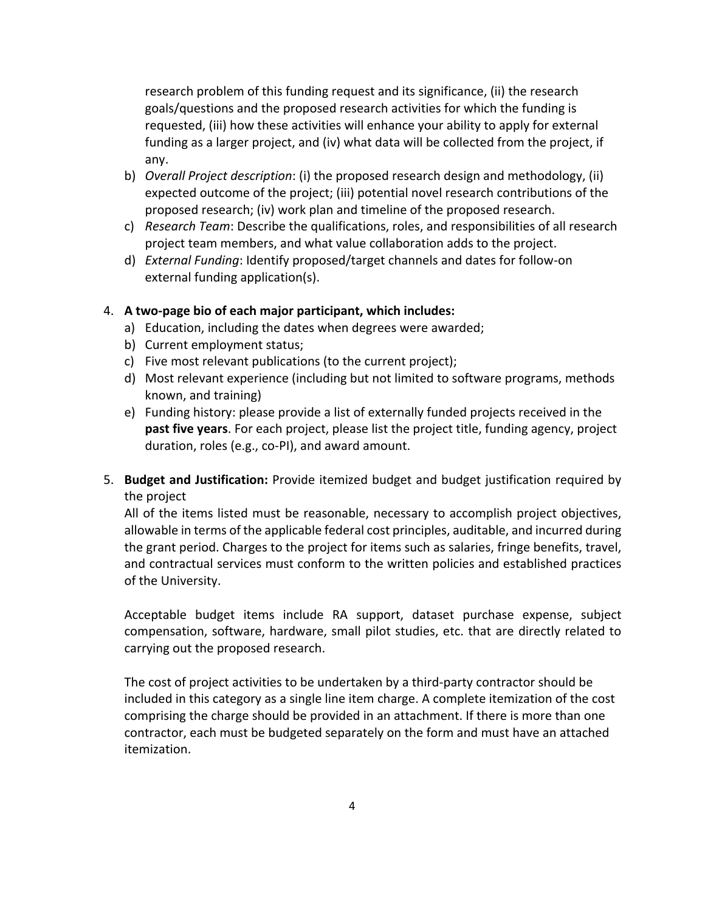research problem of this funding request and its significance, (ii) the research goals/questions and the proposed research activities for which the funding is requested, (iii) how these activities will enhance your ability to apply for external funding as a larger project, and (iv) what data will be collected from the project, if any.

b) *Overall Project description*: (i) the proposed research design and methodology, (ii) expected outcome of the project; (iii) potential novel research contributions of the proposed research; (iv) work plan and timeline of the proposed research.

c) *Research Team*: Describe the qualifications, roles, and responsibilities of all research project team members, and what value collaboration adds to the project.

d) *External Funding*: Identify proposed/target channels and dates for follow-on external funding application(s).

4. **A two-page bio of each major participant, which includes:**
   a) Education, including the dates when degrees were awarded;
   b) Current employment status;
   c) Five most relevant publications (to the current project);
   d) Most relevant experience (including but not limited to software programs, methods known, and training)
   e) Funding history: please provide a list of externally funded projects received in the **past five years**. For each project, please list the project title, funding agency, project duration, roles (e.g., co-PI), and award amount.

5. **Budget and Justification:** Provide itemized budget and budget justification required by the project

   All of the items listed must be reasonable, necessary to accomplish project objectives, allowable in terms of the applicable federal cost principles, auditable, and incurred during the grant period. Charges to the project for items such as salaries, fringe benefits, travel, and contractual services must conform to the written policies and established practices of the University.

   Acceptable budget items include RA support, dataset purchase expense, subject compensation, software, hardware, small pilot studies, etc. that are directly related to carrying out the proposed research.

   The cost of project activities to be undertaken by a third-party contractor should be included in this category as a single line item charge. A complete itemization of the cost comprising the charge should be provided in an attachment. If there is more than one contractor, each must be budgeted separately on the form and must have an attached itemization.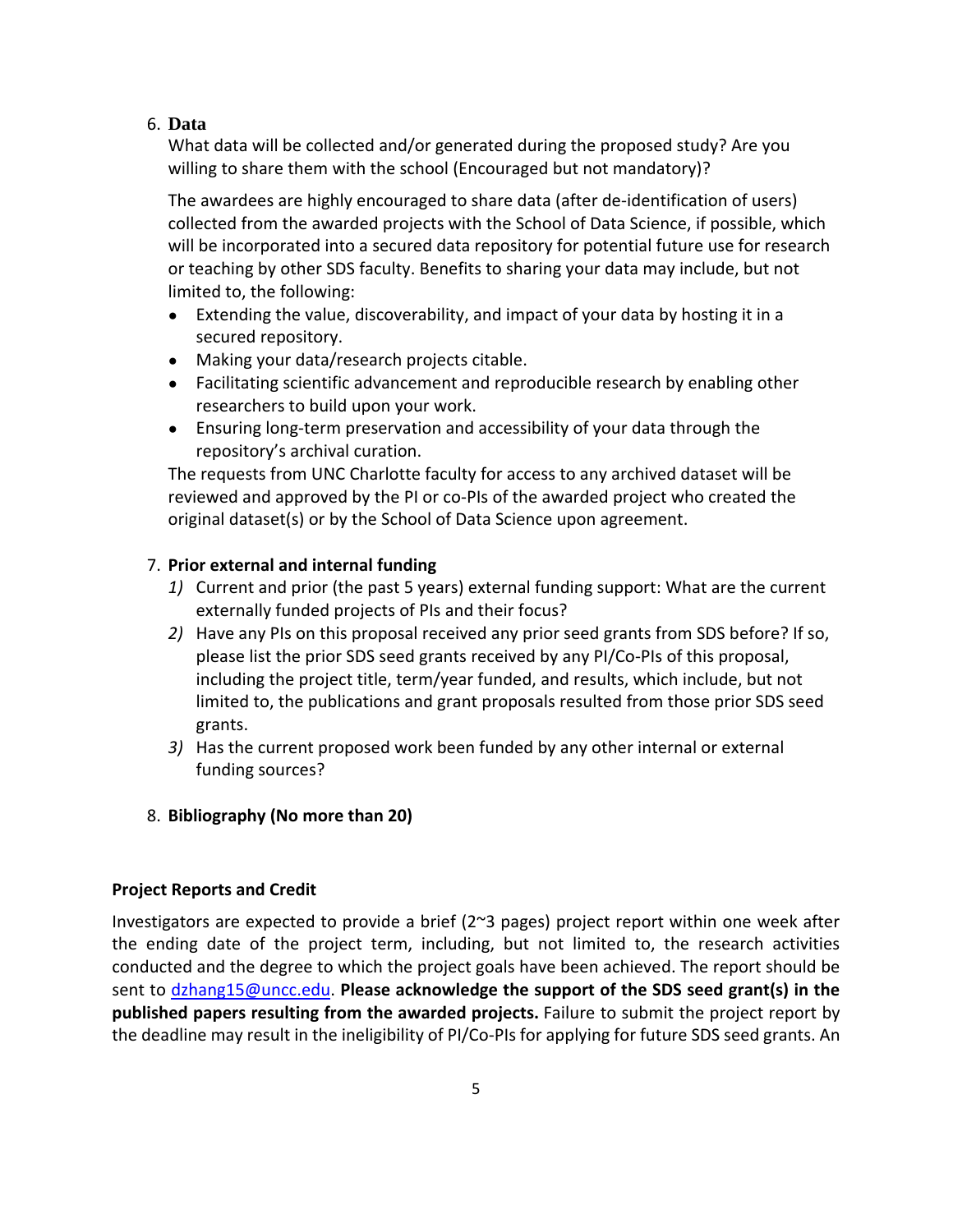6. **Data**

   What data will be collected and/or generated during the proposed study? Are you willing to share them with the school (Encouraged but not mandatory)?

   The awardees are highly encouraged to share data (after de-identification of users) collected from the awarded projects with the School of Data Science, if possible, which will be incorporated into a secured data repository for potential future use for research or teaching by other SDS faculty. Benefits to sharing your data may include, but not limited to, the following:

   - Extending the value, discoverability, and impact of your data by hosting it in a secured repository.
   - Making your data/research projects citable.
   - Facilitating scientific advancement and reproducible research by enabling other researchers to build upon your work.
   - Ensuring long-term preservation and accessibility of your data through the repository's archival curation.

   The requests from UNC Charlotte faculty for access to any archived dataset will be reviewed and approved by the PI or co-PIs of the awarded project who created the original dataset(s) or by the School of Data Science upon agreement.

7. **Prior external and internal funding**

   *1)* Current and prior (the past 5 years) external funding support: What are the current externally funded projects of PIs and their focus?

   *2)* Have any PIs on this proposal received any prior seed grants from SDS before? If so, please list the prior SDS seed grants received by any PI/Co-PIs of this proposal, including the project title, term/year funded, and results, which include, but not limited to, the publications and grant proposals resulted from those prior SDS seed grants.

   *3)* Has the current proposed work been funded by any other internal or external funding sources?

8. **Bibliography (No more than 20)**

**Project Reports and Credit**

Investigators are expected to provide a brief (2~3 pages) project report within one week after the ending date of the project term, including, but not limited to, the research activities conducted and the degree to which the project goals have been achieved. The report should be sent to dzhang15@uncc.edu. **Please acknowledge the support of the SDS seed grant(s) in the published papers resulting from the awarded projects.** Failure to submit the project report by the deadline may result in the ineligibility of PI/Co-PIs for applying for future SDS seed grants. An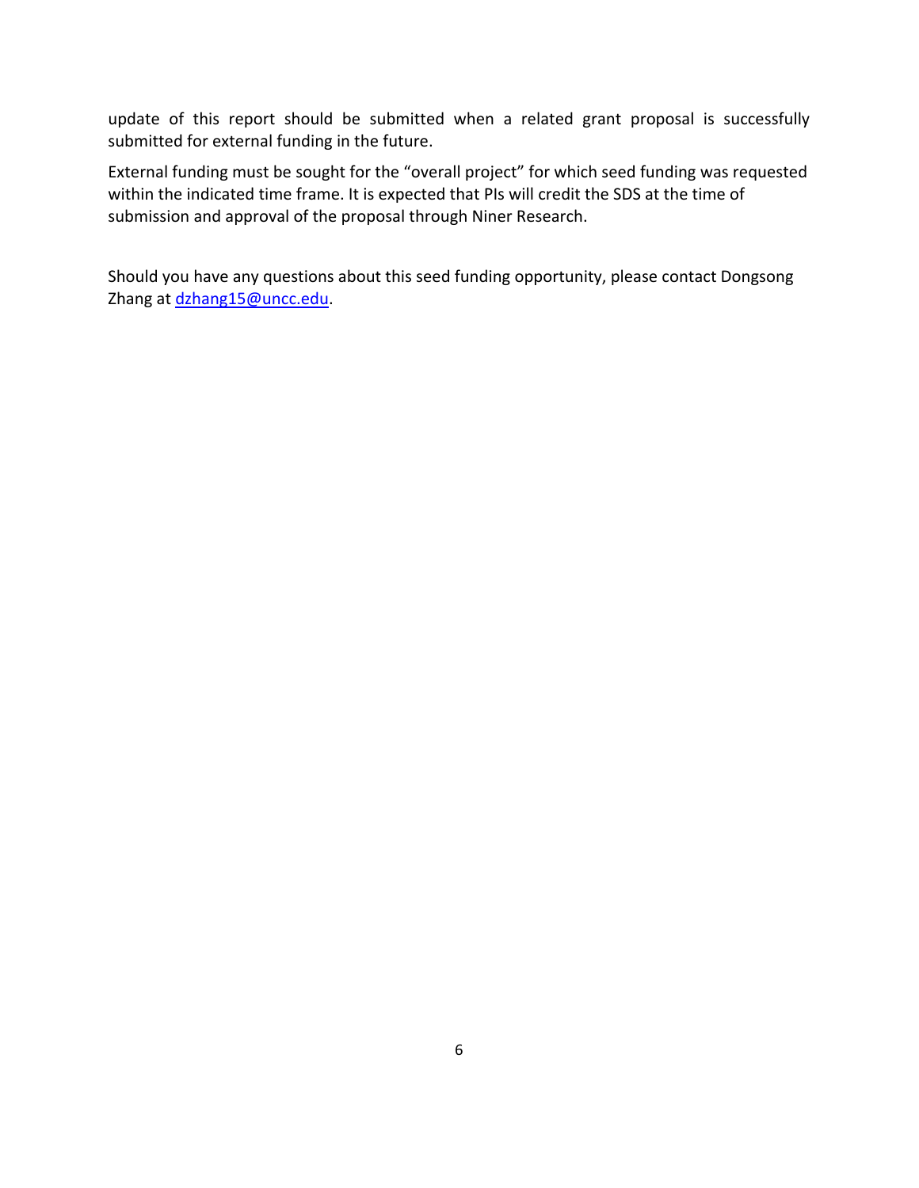update of this report should be submitted when a related grant proposal is successfully submitted for external funding in the future.

External funding must be sought for the "overall project" for which seed funding was requested within the indicated time frame. It is expected that PIs will credit the SDS at the time of submission and approval of the proposal through Niner Research.

Should you have any questions about this seed funding opportunity, please contact Dongsong Zhang at dzhang15@uncc.edu.